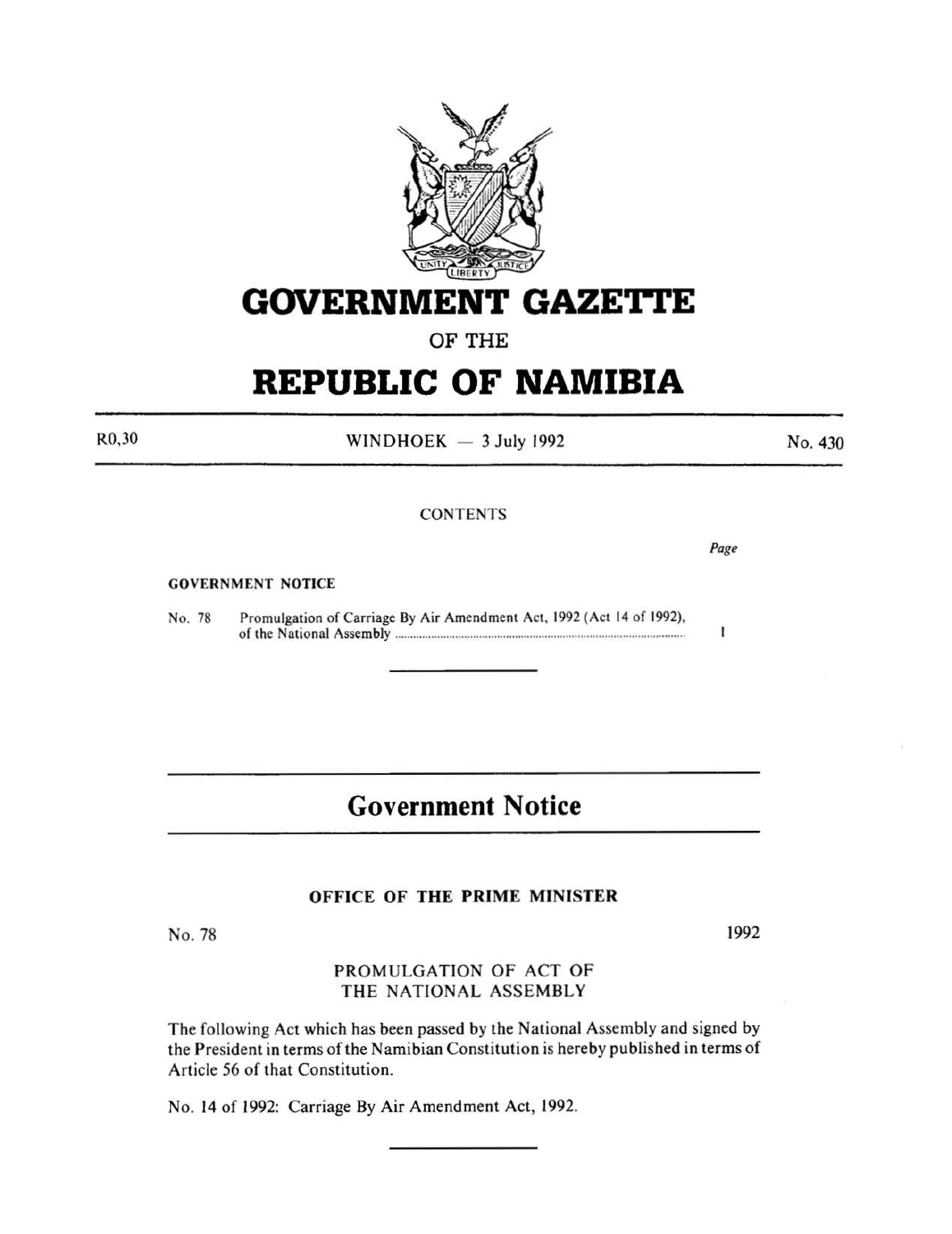# GOVERNMENT GAZETTE

OF THE

# REPUBLIC OF NAMIBIA

R0,30 WINDHOEK — 3 July 1992 No. 430

CONTENTS

| | | Page |
|---|---|---|
| **GOVERNMENT NOTICE** | | |
| No. 78 | Promulgation of Carriage By Air Amendment Act, 1992 (Act 14 of 1992), of the National Assembly | 1 |

## Government Notice

### OFFICE OF THE PRIME MINISTER

No. 78 1992

PROMULGATION OF ACT OF THE NATIONAL ASSEMBLY

The following Act which has been passed by the National Assembly and signed by the President in terms of the Namibian Constitution is hereby published in terms of Article 56 of that Constitution.

No. 14 of 1992: Carriage By Air Amendment Act, 1992.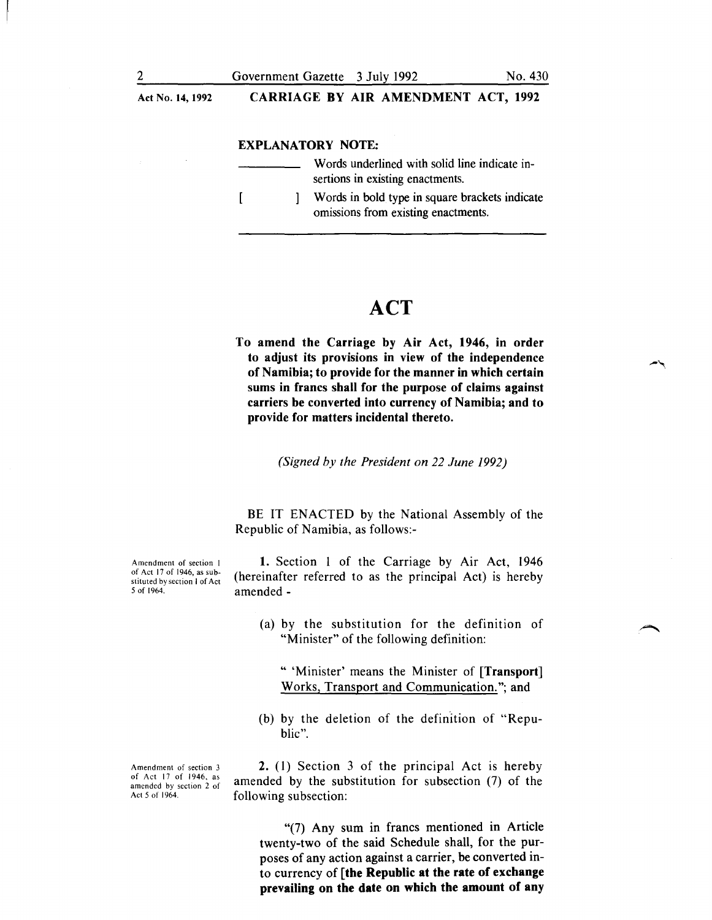**Act No. 14, 1992** **CARRIAGE BY AIR AMENDMENT ACT, 1992**

**EXPLANATORY NOTE:**

________ Words underlined with solid line indicate insertions in existing enactments.

[ ] Words in bold type in square brackets indicate omissions from existing enactments.

# ACT

**To amend the Carriage by Air Act, 1946, in order to adjust its provisions in view of the independence of Namibia; to provide for the manner in which certain sums in francs shall for the purpose of claims against carriers be converted into currency of Namibia; and to provide for matters incidental thereto.**

*(Signed by the President on 22 June 1992)*

BE IT ENACTED by the National Assembly of the Republic of Namibia, as follows:-

Amendment of section 1 of Act 17 of 1946, as substituted by section 1 of Act 5 of 1964.

**1.** Section 1 of the Carriage by Air Act, 1946 (hereinafter referred to as the principal Act) is hereby amended -

(a) by the substitution for the definition of "Minister" of the following definition:

" 'Minister' means the Minister of **[Transport]** <u>Works, Transport and Communication.</u>"; and

(b) by the deletion of the definition of "Republic".

Amendment of section 3 of Act 17 of 1946, as amended by section 2 of Act 5 of 1964.

**2.** (1) Section 3 of the principal Act is hereby amended by the substitution for subsection (7) of the following subsection:

"(7) Any sum in francs mentioned in Article twenty-two of the said Schedule shall, for the purposes of any action against a carrier, be converted into currency of **[the Republic at the rate of exchange prevailing on the date on which the amount of any**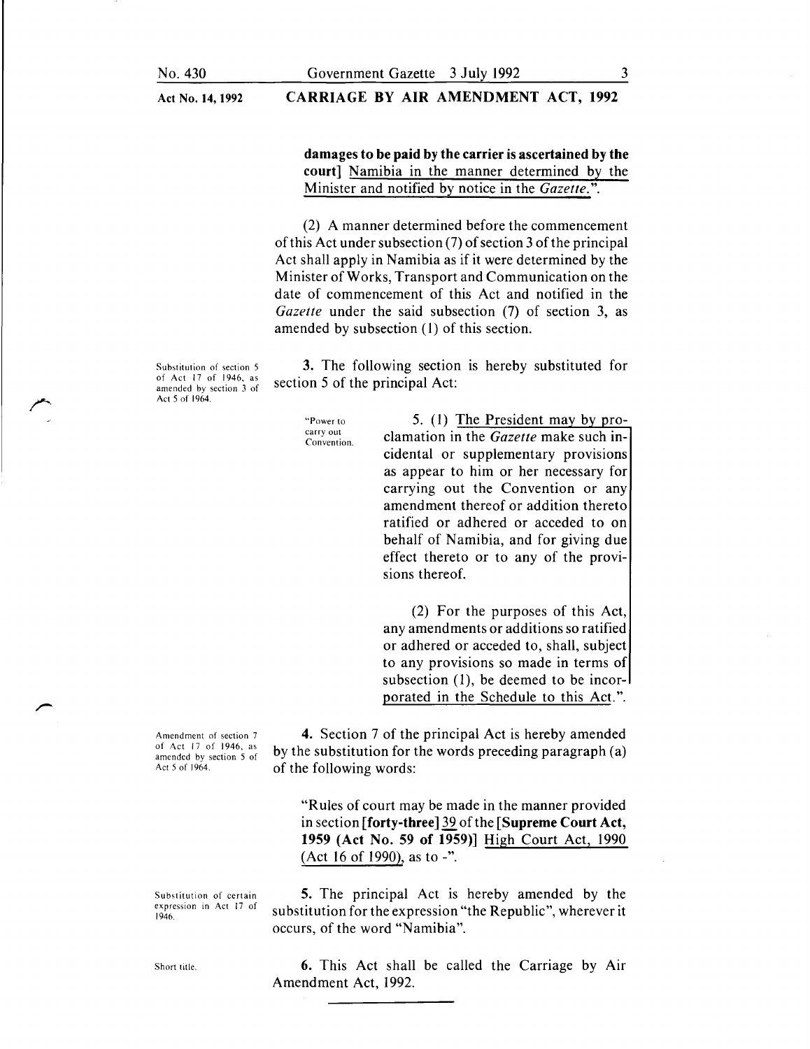**damages to be paid by the carrier is ascertained by the court]** Namibia in the manner determined by the Minister and notified by notice in the *Gazette*.".

(2) A manner determined before the commencement of this Act under subsection (7) of section 3 of the principal Act shall apply in Namibia as if it were determined by the Minister of Works, Transport and Communication on the date of commencement of this Act and notified in the *Gazette* under the said subsection (7) of section 3, as amended by subsection (1) of this section.

Substitution of section 5 of Act 17 of 1946, as amended by section 3 of Act 5 of 1964.

**3.** The following section is hereby substituted for section 5 of the principal Act:

"Power to carry out Convention.

5. (1) The President may by proclamation in the *Gazette* make such incidental or supplementary provisions as appear to him or her necessary for carrying out the Convention or any amendment thereof or addition thereto ratified or adhered or acceded to on behalf of Namibia, and for giving due effect thereto or to any of the provisions thereof.

(2) For the purposes of this Act, any amendments or additions so ratified or adhered or acceded to, shall, subject to any provisions so made in terms of subsection (1), be deemed to be incorporated in the Schedule to this Act.".

Amendment of section 7 of Act 17 of 1946, as amended by section 5 of Act 5 of 1964.

**4.** Section 7 of the principal Act is hereby amended by the substitution for the words preceding paragraph (a) of the following words:

"Rules of court may be made in the manner provided in section **[forty-three]** 39 of the **[Supreme Court Act, 1959 (Act No. 59 of 1959)]** High Court Act, 1990 (Act 16 of 1990), as to -".

Substitution of certain expression in Act 17 of 1946.

**5.** The principal Act is hereby amended by the substitution for the expression "the Republic", wherever it occurs, of the word "Namibia".

Short title.

**6.** This Act shall be called the Carriage by Air Amendment Act, 1992.